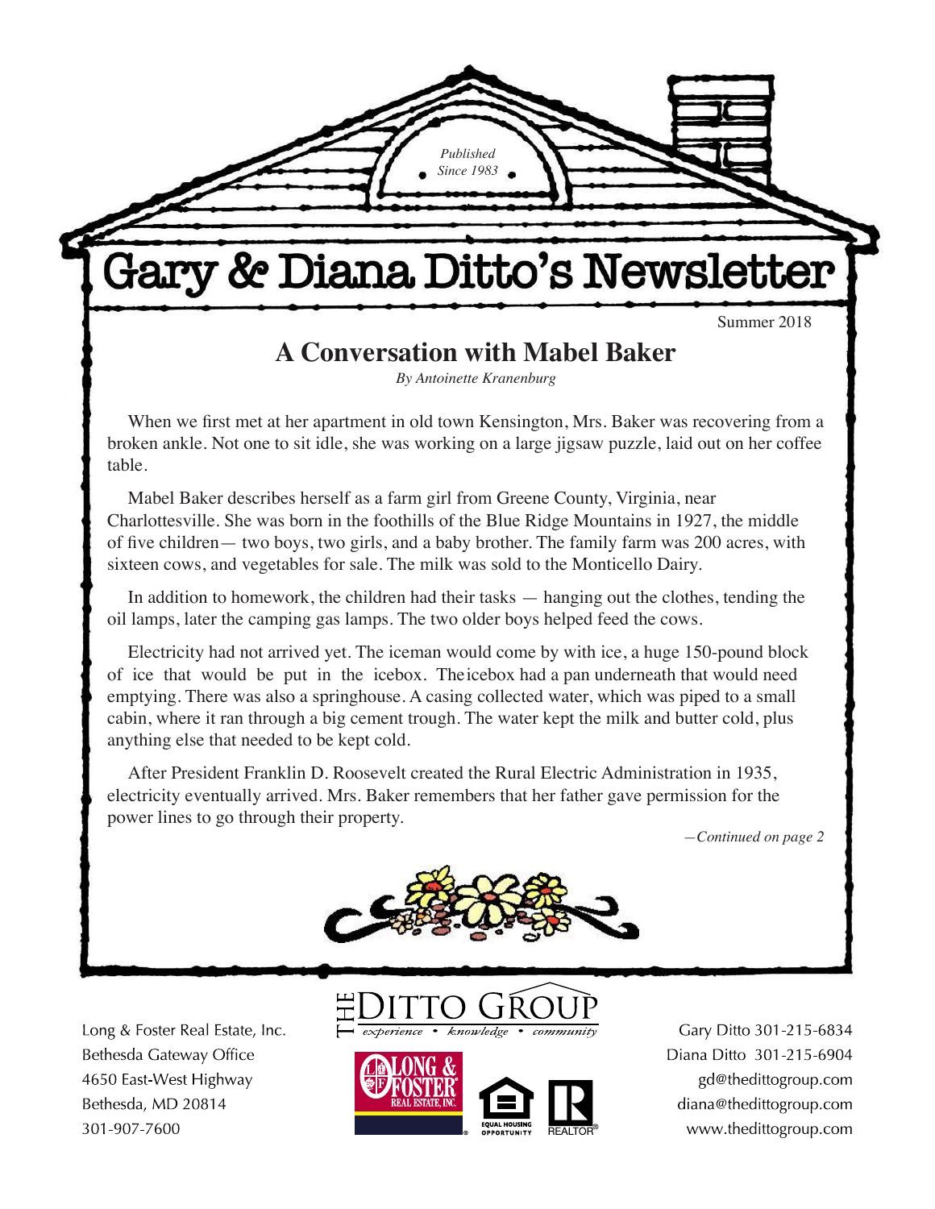*Published Since 1983*

# Gary & Diana Ditto's Newsletter

Summer 2018

## A Conversation with Mabel Baker

*By Antoinette Kranenburg*

When we first met at her apartment in old town Kensington, Mrs. Baker was recovering from a broken ankle. Not one to sit idle, she was working on a large jigsaw puzzle, laid out on her coffee table.

Mabel Baker describes herself as a farm girl from Greene County, Virginia, near Charlottesville. She was born in the foothills of the Blue Ridge Mountains in 1927, the middle of five children— two boys, two girls, and a baby brother. The family farm was 200 acres, with sixteen cows, and vegetables for sale. The milk was sold to the Monticello Dairy.

In addition to homework, the children had their tasks — hanging out the clothes, tending the oil lamps, later the camping gas lamps. The two older boys helped feed the cows.

Electricity had not arrived yet. The iceman would come by with ice, a huge 150-pound block of ice that would be put in the icebox. The icebox had a pan underneath that would need emptying. There was also a springhouse. A casing collected water, which was piped to a small cabin, where it ran through a big cement trough. The water kept the milk and butter cold, plus anything else that needed to be kept cold.

After President Franklin D. Roosevelt created the Rural Electric Administration in 1935, electricity eventually arrived. Mrs. Baker remembers that her father gave permission for the power lines to go through their property.

*—Continued on page 2*

Long & Foster Real Estate, Inc.
Bethesda Gateway Office
4650 East-West Highway
Bethesda, MD 20814
301-907-7600

THE DITTO GROUP
*experience • knowledge • community*

Gary Ditto 301-215-6834
Diana Ditto 301-215-6904
gd@thedittogroup.com
diana@thedittogroup.com
www.thedittogroup.com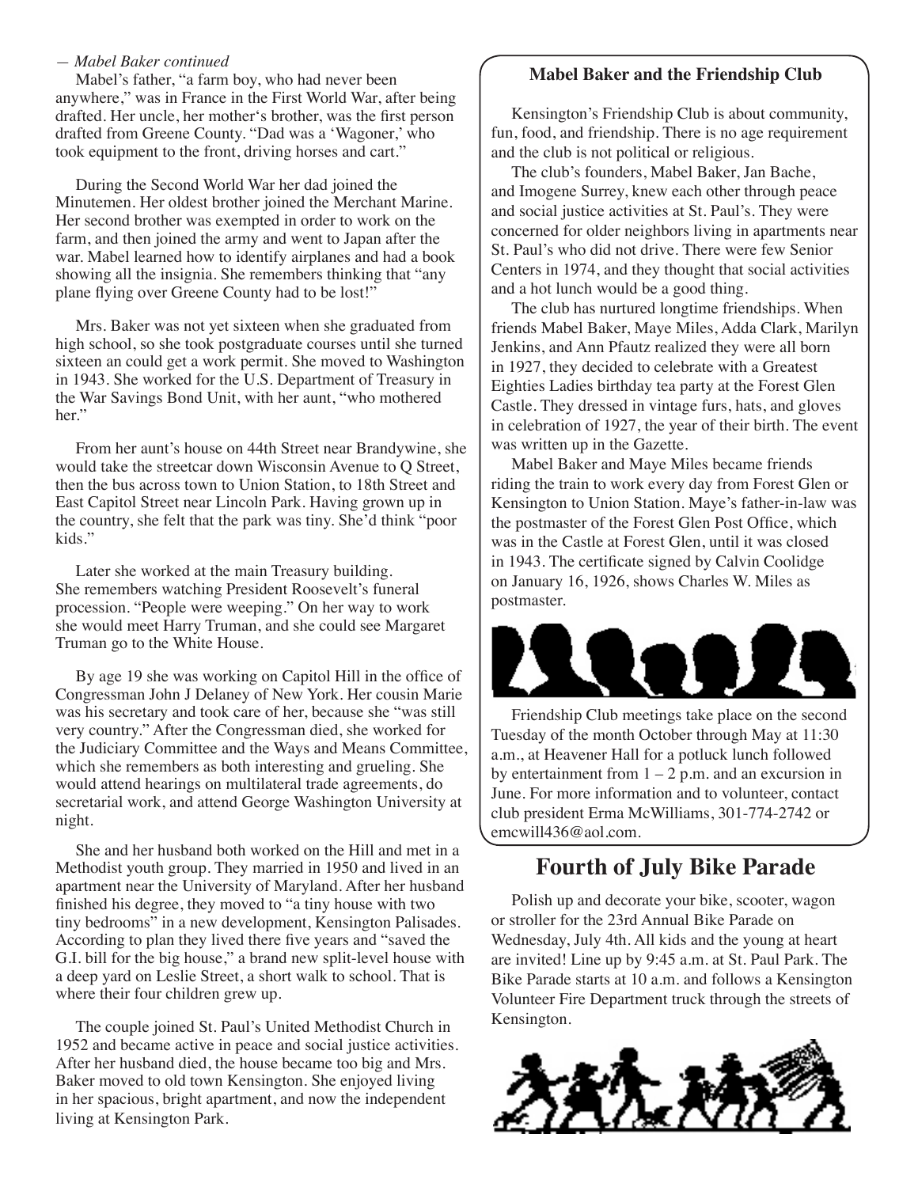*— Mabel Baker continued*

Mabel's father, "a farm boy, who had never been anywhere," was in France in the First World War, after being drafted. Her uncle, her mother's brother, was the first person drafted from Greene County. "Dad was a 'Wagoner,' who took equipment to the front, driving horses and cart."

During the Second World War her dad joined the Minutemen. Her oldest brother joined the Merchant Marine. Her second brother was exempted in order to work on the farm, and then joined the army and went to Japan after the war. Mabel learned how to identify airplanes and had a book showing all the insignia. She remembers thinking that "any plane flying over Greene County had to be lost!"

Mrs. Baker was not yet sixteen when she graduated from high school, so she took postgraduate courses until she turned sixteen an could get a work permit. She moved to Washington in 1943. She worked for the U.S. Department of Treasury in the War Savings Bond Unit, with her aunt, "who mothered her."

From her aunt's house on 44th Street near Brandywine, she would take the streetcar down Wisconsin Avenue to Q Street, then the bus across town to Union Station, to 18th Street and East Capitol Street near Lincoln Park. Having grown up in the country, she felt that the park was tiny. She'd think "poor kids."

Later she worked at the main Treasury building. She remembers watching President Roosevelt's funeral procession. "People were weeping." On her way to work she would meet Harry Truman, and she could see Margaret Truman go to the White House.

By age 19 she was working on Capitol Hill in the office of Congressman John J Delaney of New York. Her cousin Marie was his secretary and took care of her, because she "was still very country." After the Congressman died, she worked for the Judiciary Committee and the Ways and Means Committee, which she remembers as both interesting and grueling. She would attend hearings on multilateral trade agreements, do secretarial work, and attend George Washington University at night.

She and her husband both worked on the Hill and met in a Methodist youth group. They married in 1950 and lived in an apartment near the University of Maryland. After her husband finished his degree, they moved to "a tiny house with two tiny bedrooms" in a new development, Kensington Palisades. According to plan they lived there five years and "saved the G.I. bill for the big house," a brand new split-level house with a deep yard on Leslie Street, a short walk to school. That is where their four children grew up.

The couple joined St. Paul's United Methodist Church in 1952 and became active in peace and social justice activities. After her husband died, the house became too big and Mrs. Baker moved to old town Kensington. She enjoyed living in her spacious, bright apartment, and now the independent living at Kensington Park.

### Mabel Baker and the Friendship Club

Kensington's Friendship Club is about community, fun, food, and friendship. There is no age requirement and the club is not political or religious.

The club's founders, Mabel Baker, Jan Bache, and Imogene Surrey, knew each other through peace and social justice activities at St. Paul's. They were concerned for older neighbors living in apartments near St. Paul's who did not drive. There were few Senior Centers in 1974, and they thought that social activities and a hot lunch would be a good thing.

The club has nurtured longtime friendships. When friends Mabel Baker, Maye Miles, Adda Clark, Marilyn Jenkins, and Ann Pfautz realized they were all born in 1927, they decided to celebrate with a Greatest Eighties Ladies birthday tea party at the Forest Glen Castle. They dressed in vintage furs, hats, and gloves in celebration of 1927, the year of their birth. The event was written up in the Gazette.

Mabel Baker and Maye Miles became friends riding the train to work every day from Forest Glen or Kensington to Union Station. Maye's father-in-law was the postmaster of the Forest Glen Post Office, which was in the Castle at Forest Glen, until it was closed in 1943. The certificate signed by Calvin Coolidge on January 16, 1926, shows Charles W. Miles as postmaster.

Friendship Club meetings take place on the second Tuesday of the month October through May at 11:30 a.m., at Heavener Hall for a potluck lunch followed by entertainment from 1 – 2 p.m. and an excursion in June. For more information and to volunteer, contact club president Erma McWilliams, 301-774-2742 or emcwill436@aol.com.

## Fourth of July Bike Parade

Polish up and decorate your bike, scooter, wagon or stroller for the 23rd Annual Bike Parade on Wednesday, July 4th. All kids and the young at heart are invited! Line up by 9:45 a.m. at St. Paul Park. The Bike Parade starts at 10 a.m. and follows a Kensington Volunteer Fire Department truck through the streets of Kensington.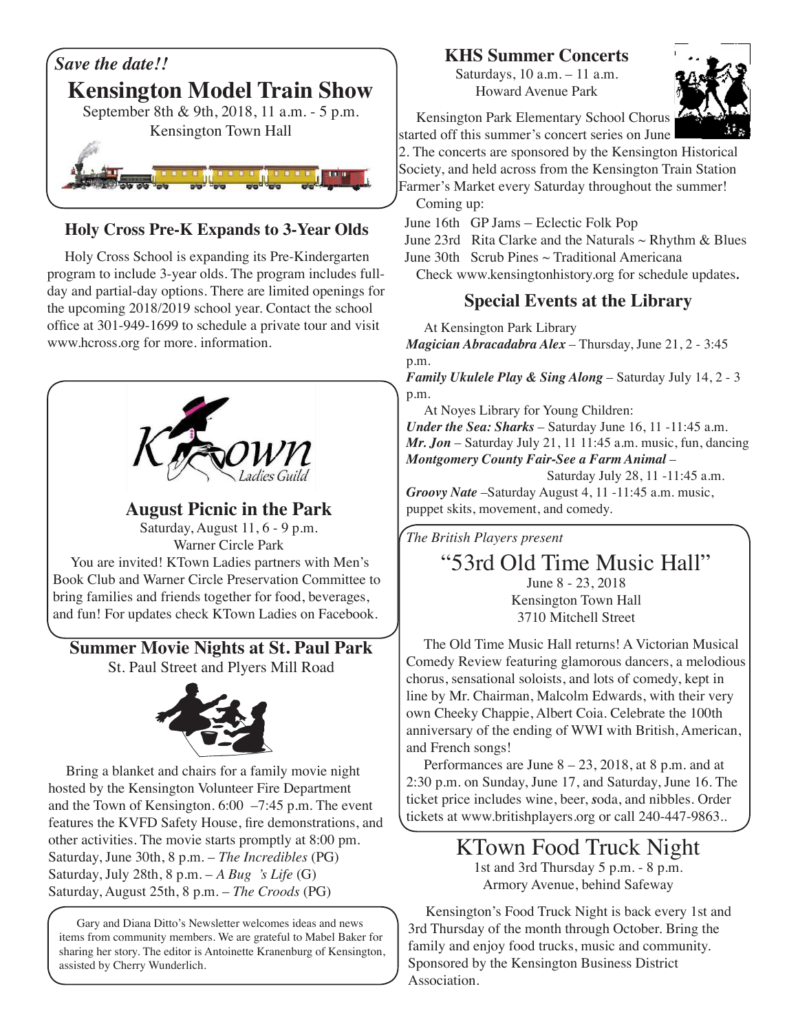*Save the date!!*

## Kensington Model Train Show

September 8th & 9th, 2018, 11 a.m. - 5 p.m.
Kensington Town Hall

### Holy Cross Pre-K Expands to 3-Year Olds

Holy Cross School is expanding its Pre-Kindergarten program to include 3-year olds. The program includes full-day and partial-day options. There are limited openings for the upcoming 2018/2019 school year. Contact the school office at 301-949-1699 to schedule a private tour and visit www.hcross.org for more. information.

KTown Ladies Guild

### August Picnic in the Park

Saturday, August 11, 6 - 9 p.m.
Warner Circle Park

You are invited! KTown Ladies partners with Men's Book Club and Warner Circle Preservation Committee to bring families and friends together for food, beverages, and fun! For updates check KTown Ladies on Facebook.

### Summer Movie Nights at St. Paul Park

St. Paul Street and Plyers Mill Road

Bring a blanket and chairs for a family movie night hosted by the Kensington Volunteer Fire Department and the Town of Kensington. 6:00 –7:45 p.m. The event features the KVFD Safety House, fire demonstrations, and other activities. The movie starts promptly at 8:00 pm.
Saturday, June 30th, 8 p.m. – *The Incredibles* (PG)
Saturday, July 28th, 8 p.m. – *A Bug 's Life* (G)
Saturday, August 25th, 8 p.m. – *The Croods* (PG)

Gary and Diana Ditto's Newsletter welcomes ideas and news items from community members. We are grateful to Mabel Baker for sharing her story. The editor is Antoinette Kranenburg of Kensington, assisted by Cherry Wunderlich.

### KHS Summer Concerts

Saturdays, 10 a.m. – 11 a.m.
Howard Avenue Park

Kensington Park Elementary School Chorus started off this summer's concert series on June 2. The concerts are sponsored by the Kensington Historical Society, and held across from the Kensington Train Station Farmer's Market every Saturday throughout the summer!

Coming up:

June 16th GP Jams – Eclectic Folk Pop
June 23rd Rita Clarke and the Naturals ~ Rhythm & Blues
June 30th Scrub Pines ~ Traditional Americana

Check www.kensingtonhistory.org for schedule updates.

### Special Events at the Library

At Kensington Park Library
***Magician Abracadabra Alex*** – Thursday, June 21, 2 - 3:45 p.m.
***Family Ukulele Play & Sing Along*** – Saturday July 14, 2 - 3 p.m.

At Noyes Library for Young Children:
***Under the Sea: Sharks*** – Saturday June 16, 11 -11:45 a.m.
***Mr. Jon*** – Saturday July 21, 11 11:45 a.m. music, fun, dancing
***Montgomery County Fair-See a Farm Animal*** – Saturday July 28, 11 -11:45 a.m.
***Groovy Nate*** –Saturday August 4, 11 -11:45 a.m. music, puppet skits, movement, and comedy.

*The British Players present*

## "53rd Old Time Music Hall"

June 8 - 23, 2018
Kensington Town Hall
3710 Mitchell Street

The Old Time Music Hall returns! A Victorian Musical Comedy Review featuring glamorous dancers, a melodious chorus, sensational soloists, and lots of comedy, kept in line by Mr. Chairman, Malcolm Edwards, with their very own Cheeky Chappie, Albert Coia. Celebrate the 100th anniversary of the ending of WWI with British, American, and French songs!

Performances are June 8 – 23, 2018, at 8 p.m. and at 2:30 p.m. on Sunday, June 17, and Saturday, June 16. The ticket price includes wine, beer, soda, and nibbles. Order tickets at www.britishplayers.org or call 240-447-9863..

## KTown Food Truck Night

1st and 3rd Thursday 5 p.m. - 8 p.m.
Armory Avenue, behind Safeway

Kensington's Food Truck Night is back every 1st and 3rd Thursday of the month through October. Bring the family and enjoy food trucks, music and community. Sponsored by the Kensington Business District Association.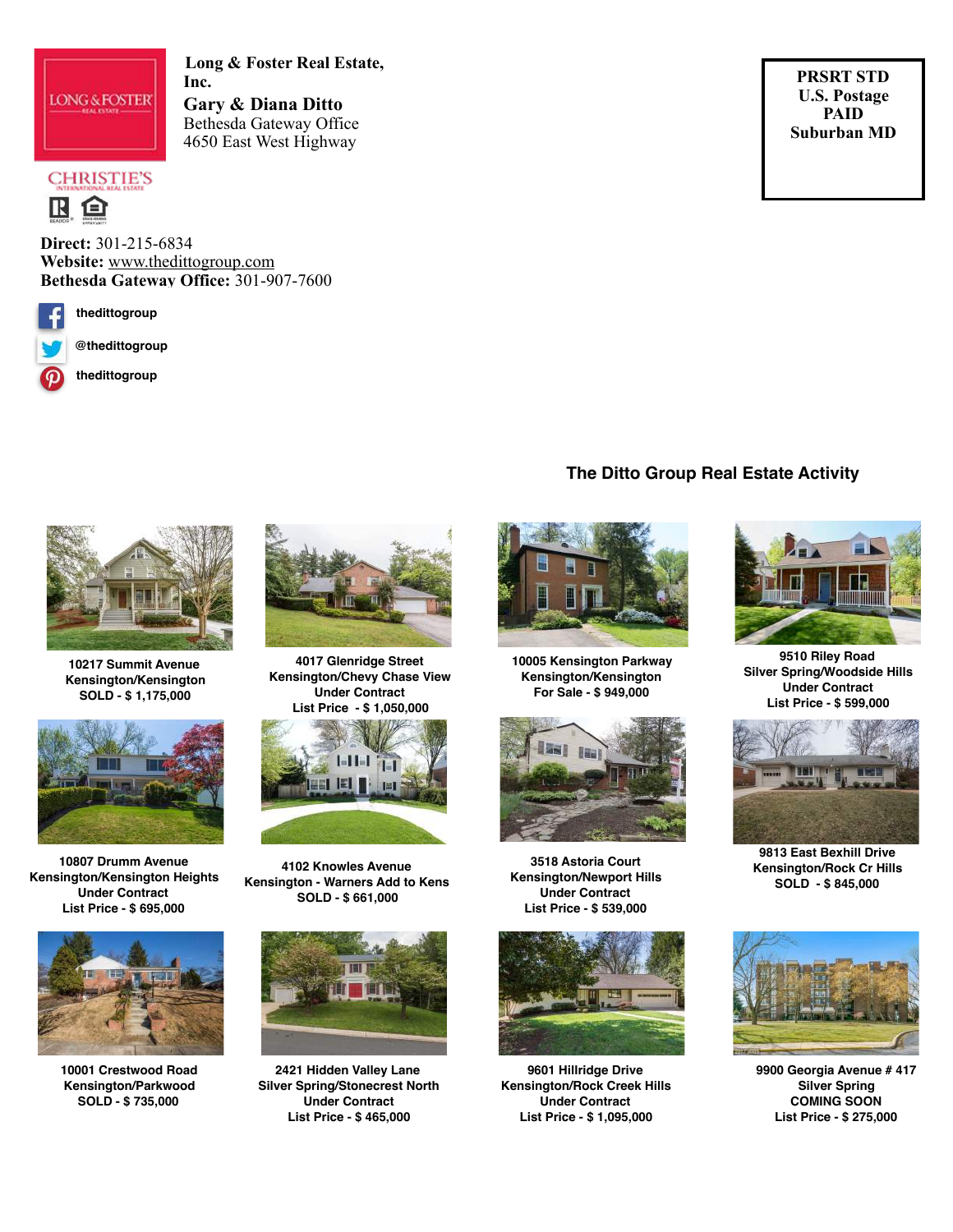Long & Foster Real Estate, Inc.

**Gary & Diana Ditto**

Bethesda Gateway Office

4650 East West Highway

**PRSRT STD**
**U.S. Postage**
**PAID**
**Suburban MD**

**Direct:** 301-215-6834

**Website:** www.thedittogroup.com

**Bethesda Gateway Office:** 301-907-7600

**thedittogroup**

**@thedittogroup**

**thedittogroup**

## The Ditto Group Real Estate Activity

**10217 Summit Avenue**
**Kensington/Kensington**
**SOLD - $ 1,175,000**

**4017 Glenridge Street**
**Kensington/Chevy Chase View**
**Under Contract**
**List Price - $ 1,050,000**

**10005 Kensington Parkway**
**Kensington/Kensington**
**For Sale - $ 949,000**

**9510 Riley Road**
**Silver Spring/Woodside Hills**
**Under Contract**
**List Price - $ 599,000**

**10807 Drumm Avenue**
**Kensington/Kensington Heights**
**Under Contract**
**List Price - $ 695,000**

**4102 Knowles Avenue**
**Kensington - Warners Add to Kens**
**SOLD - $ 661,000**

**3518 Astoria Court**
**Kensington/Newport Hills**
**Under Contract**
**List Price - $ 539,000**

**9813 East Bexhill Drive**
**Kensington/Rock Cr Hills**
**SOLD - $ 845,000**

**10001 Crestwood Road**
**Kensington/Parkwood**
**SOLD - $ 735,000**

**2421 Hidden Valley Lane**
**Silver Spring/Stonecrest North**
**Under Contract**
**List Price - $ 465,000**

**9601 Hillridge Drive**
**Kensington/Rock Creek Hills**
**Under Contract**
**List Price - $ 1,095,000**

**9900 Georgia Avenue # 417**
**Silver Spring**
**COMING SOON**
**List Price - $ 275,000**